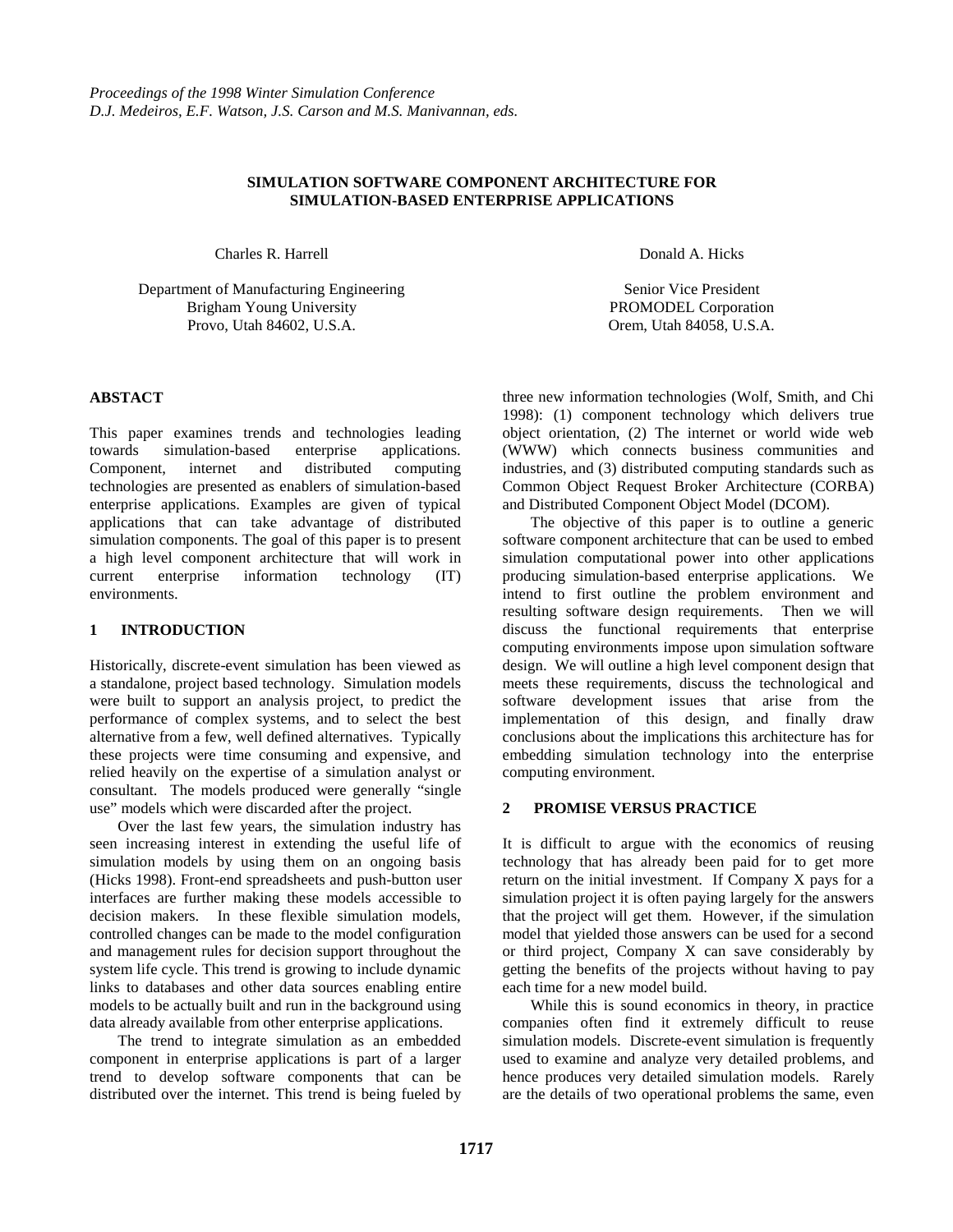*Proceedings of the 1998 Winter Simulation Conference*
*D.J. Medeiros, E.F. Watson, J.S. Carson and M.S. Manivannan, eds.*

# SIMULATION SOFTWARE COMPONENT ARCHITECTURE FOR SIMULATION-BASED ENTERPRISE APPLICATIONS

Charles R. Harrell

Department of Manufacturing Engineering
Brigham Young University
Provo, Utah 84602, U.S.A.

Donald A. Hicks

Senior Vice President
PROMODEL Corporation
Orem, Utah 84058, U.S.A.

## ABSTACT

This paper examines trends and technologies leading towards simulation-based enterprise applications. Component, internet and distributed computing technologies are presented as enablers of simulation-based enterprise applications. Examples are given of typical applications that can take advantage of distributed simulation components. The goal of this paper is to present a high level component architecture that will work in current enterprise information technology (IT) environments.

## 1 INTRODUCTION

Historically, discrete-event simulation has been viewed as a standalone, project based technology. Simulation models were built to support an analysis project, to predict the performance of complex systems, and to select the best alternative from a few, well defined alternatives. Typically these projects were time consuming and expensive, and relied heavily on the expertise of a simulation analyst or consultant. The models produced were generally "single use" models which were discarded after the project.

Over the last few years, the simulation industry has seen increasing interest in extending the useful life of simulation models by using them on an ongoing basis (Hicks 1998). Front-end spreadsheets and push-button user interfaces are further making these models accessible to decision makers. In these flexible simulation models, controlled changes can be made to the model configuration and management rules for decision support throughout the system life cycle. This trend is growing to include dynamic links to databases and other data sources enabling entire models to be actually built and run in the background using data already available from other enterprise applications.

The trend to integrate simulation as an embedded component in enterprise applications is part of a larger trend to develop software components that can be distributed over the internet. This trend is being fueled by three new information technologies (Wolf, Smith, and Chi 1998): (1) component technology which delivers true object orientation, (2) The internet or world wide web (WWW) which connects business communities and industries, and (3) distributed computing standards such as Common Object Request Broker Architecture (CORBA) and Distributed Component Object Model (DCOM).

The objective of this paper is to outline a generic software component architecture that can be used to embed simulation computational power into other applications producing simulation-based enterprise applications. We intend to first outline the problem environment and resulting software design requirements. Then we will discuss the functional requirements that enterprise computing environments impose upon simulation software design. We will outline a high level component design that meets these requirements, discuss the technological and software development issues that arise from the implementation of this design, and finally draw conclusions about the implications this architecture has for embedding simulation technology into the enterprise computing environment.

## 2 PROMISE VERSUS PRACTICE

It is difficult to argue with the economics of reusing technology that has already been paid for to get more return on the initial investment. If Company X pays for a simulation project it is often paying largely for the answers that the project will get them. However, if the simulation model that yielded those answers can be used for a second or third project, Company X can save considerably by getting the benefits of the projects without having to pay each time for a new model build.

While this is sound economics in theory, in practice companies often find it extremely difficult to reuse simulation models. Discrete-event simulation is frequently used to examine and analyze very detailed problems, and hence produces very detailed simulation models. Rarely are the details of two operational problems the same, even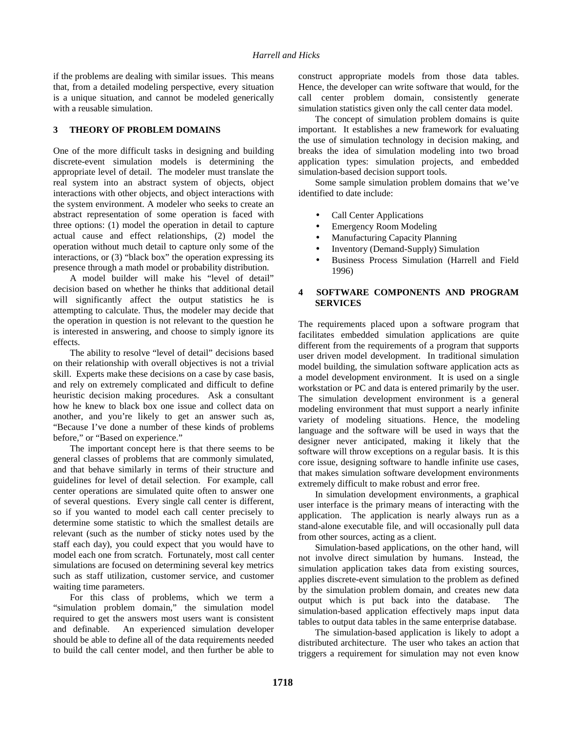if the problems are dealing with similar issues. This means that, from a detailed modeling perspective, every situation is a unique situation, and cannot be modeled generically with a reusable simulation.

## 3 THEORY OF PROBLEM DOMAINS

One of the more difficult tasks in designing and building discrete-event simulation models is determining the appropriate level of detail. The modeler must translate the real system into an abstract system of objects, object interactions with other objects, and object interactions with the system environment. A modeler who seeks to create an abstract representation of some operation is faced with three options: (1) model the operation in detail to capture actual cause and effect relationships, (2) model the operation without much detail to capture only some of the interactions, or (3) "black box" the operation expressing its presence through a math model or probability distribution.

A model builder will make his "level of detail" decision based on whether he thinks that additional detail will significantly affect the output statistics he is attempting to calculate. Thus, the modeler may decide that the operation in question is not relevant to the question he is interested in answering, and choose to simply ignore its effects.

The ability to resolve "level of detail" decisions based on their relationship with overall objectives is not a trivial skill. Experts make these decisions on a case by case basis, and rely on extremely complicated and difficult to define heuristic decision making procedures. Ask a consultant how he knew to black box one issue and collect data on another, and you're likely to get an answer such as, "Because I've done a number of these kinds of problems before," or "Based on experience."

The important concept here is that there seems to be general classes of problems that are commonly simulated, and that behave similarly in terms of their structure and guidelines for level of detail selection. For example, call center operations are simulated quite often to answer one of several questions. Every single call center is different, so if you wanted to model each call center precisely to determine some statistic to which the smallest details are relevant (such as the number of sticky notes used by the staff each day), you could expect that you would have to model each one from scratch. Fortunately, most call center simulations are focused on determining several key metrics such as staff utilization, customer service, and customer waiting time parameters.

For this class of problems, which we term a "simulation problem domain," the simulation model required to get the answers most users want is consistent and definable. An experienced simulation developer should be able to define all of the data requirements needed to build the call center model, and then further be able to construct appropriate models from those data tables. Hence, the developer can write software that would, for the call center problem domain, consistently generate simulation statistics given only the call center data model.

The concept of simulation problem domains is quite important. It establishes a new framework for evaluating the use of simulation technology in decision making, and breaks the idea of simulation modeling into two broad application types: simulation projects, and embedded simulation-based decision support tools.

Some sample simulation problem domains that we've identified to date include:

- Call Center Applications
- Emergency Room Modeling
- Manufacturing Capacity Planning
- Inventory (Demand-Supply) Simulation
- Business Process Simulation (Harrell and Field 1996)

## 4 SOFTWARE COMPONENTS AND PROGRAM SERVICES

The requirements placed upon a software program that facilitates embedded simulation applications are quite different from the requirements of a program that supports user driven model development. In traditional simulation model building, the simulation software application acts as a model development environment. It is used on a single workstation or PC and data is entered primarily by the user. The simulation development environment is a general modeling environment that must support a nearly infinite variety of modeling situations. Hence, the modeling language and the software will be used in ways that the designer never anticipated, making it likely that the software will throw exceptions on a regular basis. It is this core issue, designing software to handle infinite use cases, that makes simulation software development environments extremely difficult to make robust and error free.

In simulation development environments, a graphical user interface is the primary means of interacting with the application. The application is nearly always run as a stand-alone executable file, and will occasionally pull data from other sources, acting as a client.

Simulation-based applications, on the other hand, will not involve direct simulation by humans. Instead, the simulation application takes data from existing sources, applies discrete-event simulation to the problem as defined by the simulation problem domain, and creates new data output which is put back into the database. The simulation-based application effectively maps input data tables to output data tables in the same enterprise database.

The simulation-based application is likely to adopt a distributed architecture. The user who takes an action that triggers a requirement for simulation may not even know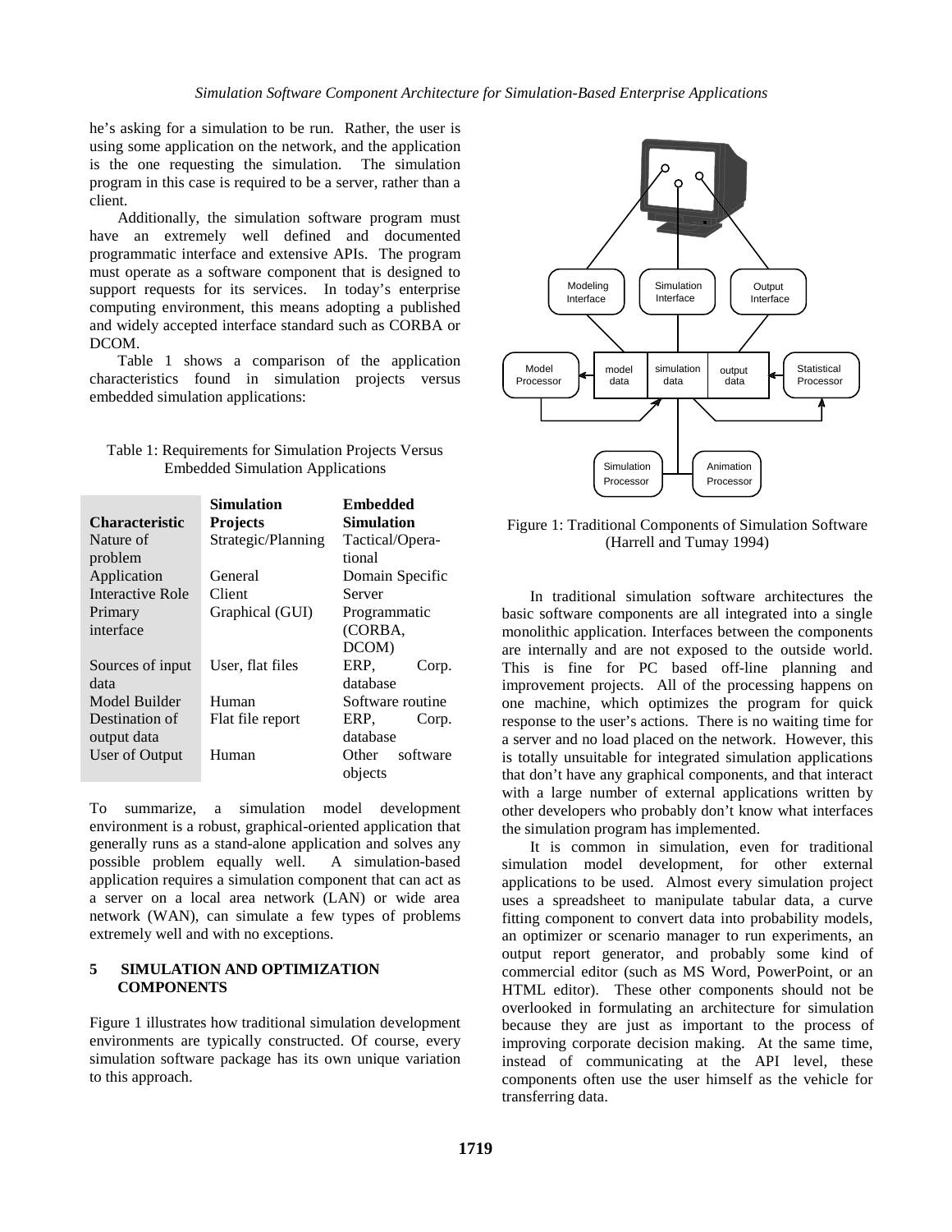he's asking for a simulation to be run. Rather, the user is using some application on the network, and the application is the one requesting the simulation. The simulation program in this case is required to be a server, rather than a client.

Additionally, the simulation software program must have an extremely well defined and documented programmatic interface and extensive APIs. The program must operate as a software component that is designed to support requests for its services. In today's enterprise computing environment, this means adopting a published and widely accepted interface standard such as CORBA or DCOM.

Table 1 shows a comparison of the application characteristics found in simulation projects versus embedded simulation applications:

Table 1: Requirements for Simulation Projects Versus Embedded Simulation Applications

| Characteristic | Simulation Projects | Embedded Simulation |
|---|---|---|
| Nature of problem | Strategic/Planning | Tactical/Operational |
| Application | General | Domain Specific |
| Interactive Role | Client | Server |
| Primary interface | Graphical (GUI) | Programmatic (CORBA, DCOM) |
| Sources of input data | User, flat files | ERP, Corp. database |
| Model Builder | Human | Software routine |
| Destination of output data | Flat file report | ERP, Corp. database |
| User of Output | Human | Other software objects |

To summarize, a simulation model development environment is a robust, graphical-oriented application that generally runs as a stand-alone application and solves any possible problem equally well. A simulation-based application requires a simulation component that can act as a server on a local area network (LAN) or wide area network (WAN), can simulate a few types of problems extremely well and with no exceptions.

## 5 SIMULATION AND OPTIMIZATION COMPONENTS

Figure 1 illustrates how traditional simulation development environments are typically constructed. Of course, every simulation software package has its own unique variation to this approach.

Figure 1: Traditional Components of Simulation Software (Harrell and Tumay 1994)

In traditional simulation software architectures the basic software components are all integrated into a single monolithic application. Interfaces between the components are internally and are not exposed to the outside world. This is fine for PC based off-line planning and improvement projects. All of the processing happens on one machine, which optimizes the program for quick response to the user's actions. There is no waiting time for a server and no load placed on the network. However, this is totally unsuitable for integrated simulation applications that don't have any graphical components, and that interact with a large number of external applications written by other developers who probably don't know what interfaces the simulation program has implemented.

It is common in simulation, even for traditional simulation model development, for other external applications to be used. Almost every simulation project uses a spreadsheet to manipulate tabular data, a curve fitting component to convert data into probability models, an optimizer or scenario manager to run experiments, an output report generator, and probably some kind of commercial editor (such as MS Word, PowerPoint, or an HTML editor). These other components should not be overlooked in formulating an architecture for simulation because they are just as important to the process of improving corporate decision making. At the same time, instead of communicating at the API level, these components often use the user himself as the vehicle for transferring data.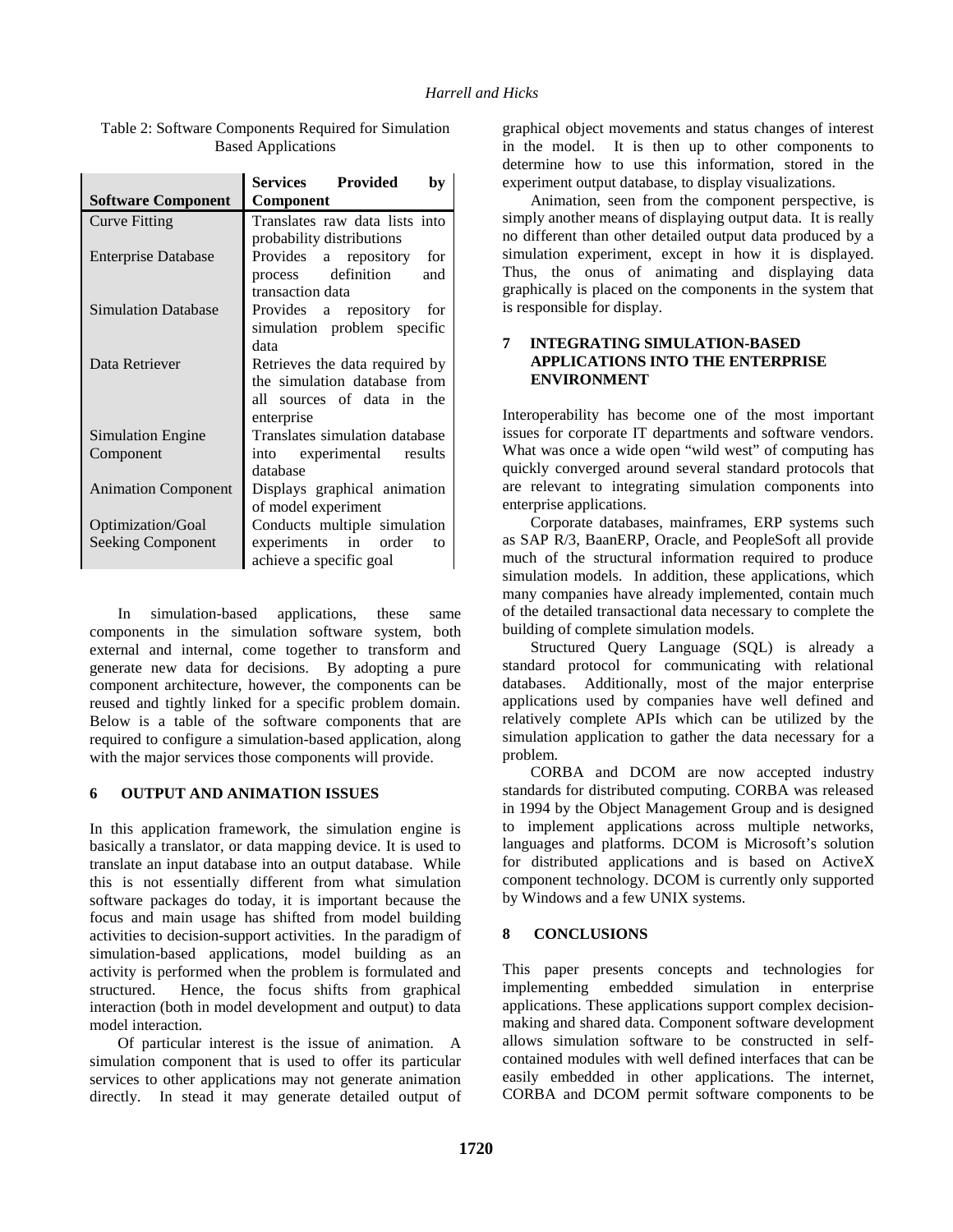Table 2: Software Components Required for Simulation Based Applications

| Software Component | Services Provided by Component |
|---|---|
| Curve Fitting | Translates raw data lists into probability distributions |
| Enterprise Database | Provides a repository for process definition and transaction data |
| Simulation Database | Provides a repository for simulation problem specific data |
| Data Retriever | Retrieves the data required by the simulation database from all sources of data in the enterprise |
| Simulation Engine Component | Translates simulation database into experimental results database |
| Animation Component | Displays graphical animation of model experiment |
| Optimization/Goal Seeking Component | Conducts multiple simulation experiments in order to achieve a specific goal |

In simulation-based applications, these same components in the simulation software system, both external and internal, come together to transform and generate new data for decisions. By adopting a pure component architecture, however, the components can be reused and tightly linked for a specific problem domain. Below is a table of the software components that are required to configure a simulation-based application, along with the major services those components will provide.

## 6 OUTPUT AND ANIMATION ISSUES

In this application framework, the simulation engine is basically a translator, or data mapping device. It is used to translate an input database into an output database. While this is not essentially different from what simulation software packages do today, it is important because the focus and main usage has shifted from model building activities to decision-support activities. In the paradigm of simulation-based applications, model building as an activity is performed when the problem is formulated and structured. Hence, the focus shifts from graphical interaction (both in model development and output) to data model interaction.

Of particular interest is the issue of animation. A simulation component that is used to offer its particular services to other applications may not generate animation directly. In stead it may generate detailed output of graphical object movements and status changes of interest in the model. It is then up to other components to determine how to use this information, stored in the experiment output database, to display visualizations.

Animation, seen from the component perspective, is simply another means of displaying output data. It is really no different than other detailed output data produced by a simulation experiment, except in how it is displayed. Thus, the onus of animating and displaying data graphically is placed on the components in the system that is responsible for display.

## 7 INTEGRATING SIMULATION-BASED APPLICATIONS INTO THE ENTERPRISE ENVIRONMENT

Interoperability has become one of the most important issues for corporate IT departments and software vendors. What was once a wide open "wild west" of computing has quickly converged around several standard protocols that are relevant to integrating simulation components into enterprise applications.

Corporate databases, mainframes, ERP systems such as SAP R/3, BaanERP, Oracle, and PeopleSoft all provide much of the structural information required to produce simulation models. In addition, these applications, which many companies have already implemented, contain much of the detailed transactional data necessary to complete the building of complete simulation models.

Structured Query Language (SQL) is already a standard protocol for communicating with relational databases. Additionally, most of the major enterprise applications used by companies have well defined and relatively complete APIs which can be utilized by the simulation application to gather the data necessary for a problem.

CORBA and DCOM are now accepted industry standards for distributed computing. CORBA was released in 1994 by the Object Management Group and is designed to implement applications across multiple networks, languages and platforms. DCOM is Microsoft's solution for distributed applications and is based on ActiveX component technology. DCOM is currently only supported by Windows and a few UNIX systems.

## 8 CONCLUSIONS

This paper presents concepts and technologies for implementing embedded simulation in enterprise applications. These applications support complex decision-making and shared data. Component software development allows simulation software to be constructed in self-contained modules with well defined interfaces that can be easily embedded in other applications. The internet, CORBA and DCOM permit software components to be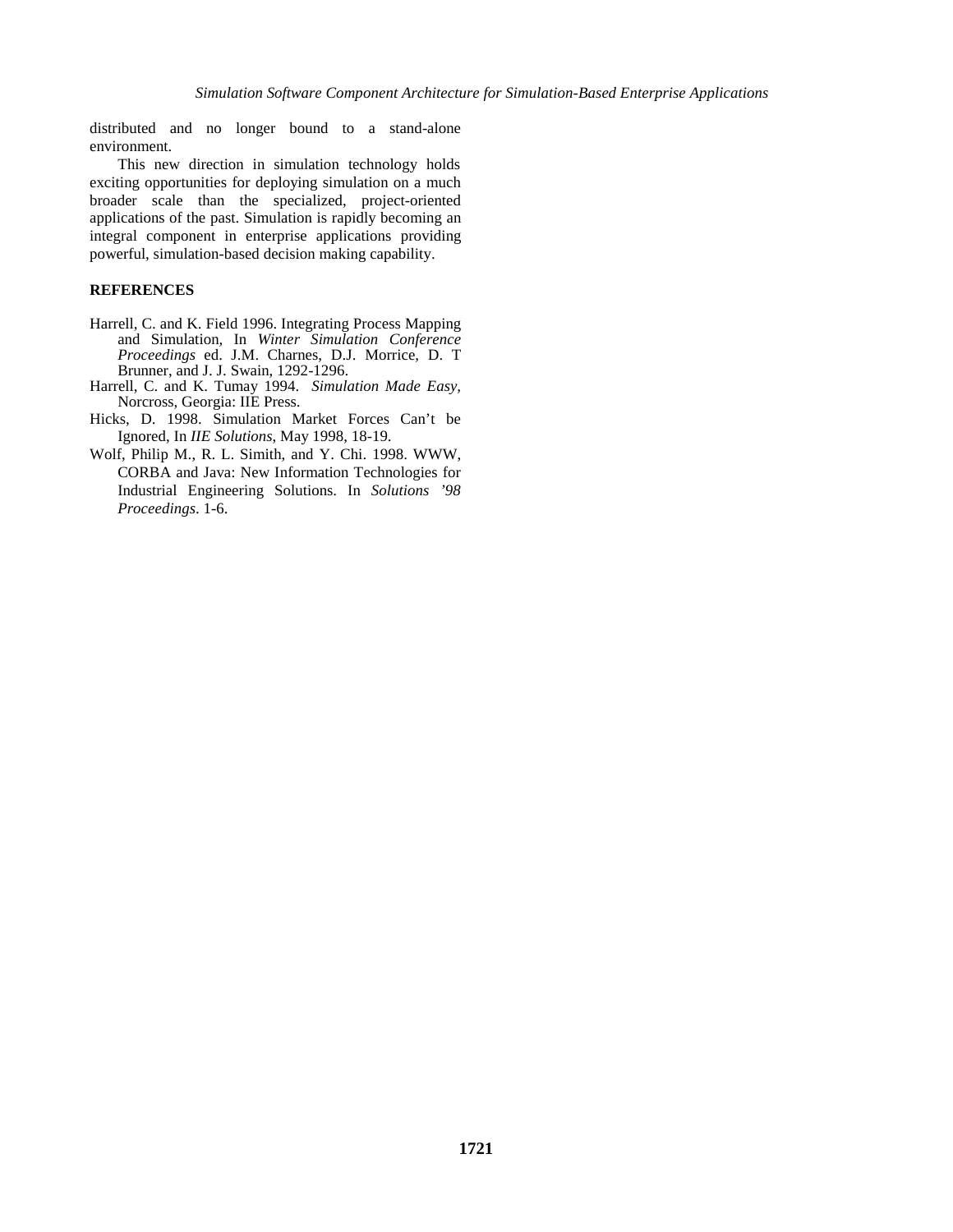distributed and no longer bound to a stand-alone environment.

This new direction in simulation technology holds exciting opportunities for deploying simulation on a much broader scale than the specialized, project-oriented applications of the past. Simulation is rapidly becoming an integral component in enterprise applications providing powerful, simulation-based decision making capability.

## REFERENCES

Harrell, C. and K. Field 1996. Integrating Process Mapping and Simulation, In *Winter Simulation Conference Proceedings* ed. J.M. Charnes, D.J. Morrice, D. T Brunner, and J. J. Swain, 1292-1296.

Harrell, C. and K. Tumay 1994. *Simulation Made Easy*, Norcross, Georgia: IIE Press.

Hicks, D. 1998. Simulation Market Forces Can't be Ignored, In *IIE Solutions*, May 1998, 18-19.

Wolf, Philip M., R. L. Simith, and Y. Chi. 1998. WWW, CORBA and Java: New Information Technologies for Industrial Engineering Solutions. In *Solutions '98 Proceedings*. 1-6.